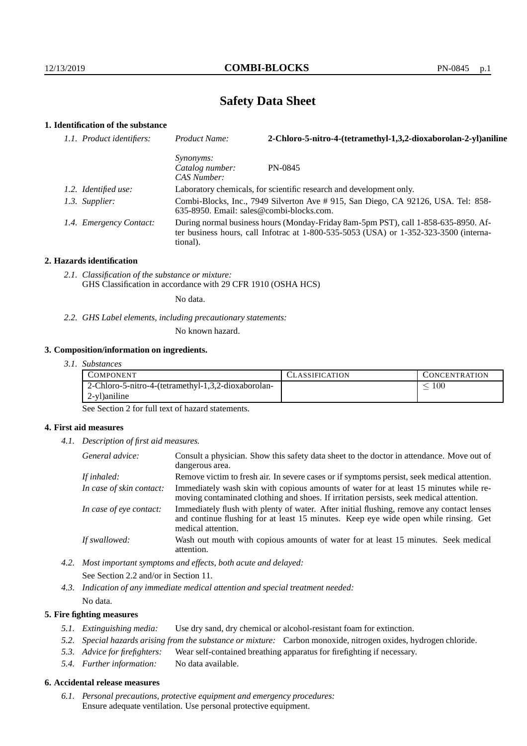# Safety Data Sheet

## 1. Identification of the substance

*1.1. Product identifiers:* *Product Name:* **2-Chloro-5-nitro-4-(tetramethyl-1,3,2-dioxaborolan-2-yl)aniline**

*Synonyms:*
*Catalog number:* PN-0845
*CAS Number:*

*1.2. Identified use:* Laboratory chemicals, for scientific research and development only.

*1.3. Supplier:* Combi-Blocks, Inc., 7949 Silverton Ave # 915, San Diego, CA 92126, USA. Tel: 858-635-8950. Email: sales@combi-blocks.com.

*1.4. Emergency Contact:* During normal business hours (Monday-Friday 8am-5pm PST), call 1-858-635-8950. After business hours, call Infotrac at 1-800-535-5053 (USA) or 1-352-323-3500 (international).

## 2. Hazards identification

*2.1. Classification of the substance or mixture:*
GHS Classification in accordance with 29 CFR 1910 (OSHA HCS)

No data.

*2.2. GHS Label elements, including precautionary statements:*

No known hazard.

## 3. Composition/information on ingredients.

*3.1. Substances*

| COMPONENT | CLASSIFICATION | CONCENTRATION |
|---|---|---|
| 2-Chloro-5-nitro-4-(tetramethyl-1,3,2-dioxaborolan-2-yl)aniline | | $\leq 100$ |

See Section 2 for full text of hazard statements.

## 4. First aid measures

*4.1. Description of first aid measures.*

*General advice:* Consult a physician. Show this safety data sheet to the doctor in attendance. Move out of dangerous area.

*If inhaled:* Remove victim to fresh air. In severe cases or if symptoms persist, seek medical attention.

*In case of skin contact:* Immediately wash skin with copious amounts of water for at least 15 minutes while removing contaminated clothing and shoes. If irritation persists, seek medical attention.

*In case of eye contact:* Immediately flush with plenty of water. After initial flushing, remove any contact lenses and continue flushing for at least 15 minutes. Keep eye wide open while rinsing. Get medical attention.

*If swallowed:* Wash out mouth with copious amounts of water for at least 15 minutes. Seek medical attention.

*4.2. Most important symptoms and effects, both acute and delayed:*

See Section 2.2 and/or in Section 11.

*4.3. Indication of any immediate medical attention and special treatment needed:*

No data.

## 5. Fire fighting measures

*5.1. Extinguishing media:* Use dry sand, dry chemical or alcohol-resistant foam for extinction.

*5.2. Special hazards arising from the substance or mixture:* Carbon monoxide, nitrogen oxides, hydrogen chloride.

*5.3. Advice for firefighters:* Wear self-contained breathing apparatus for firefighting if necessary.

*5.4. Further information:* No data available.

## 6. Accidental release measures

*6.1. Personal precautions, protective equipment and emergency procedures:*
Ensure adequate ventilation. Use personal protective equipment.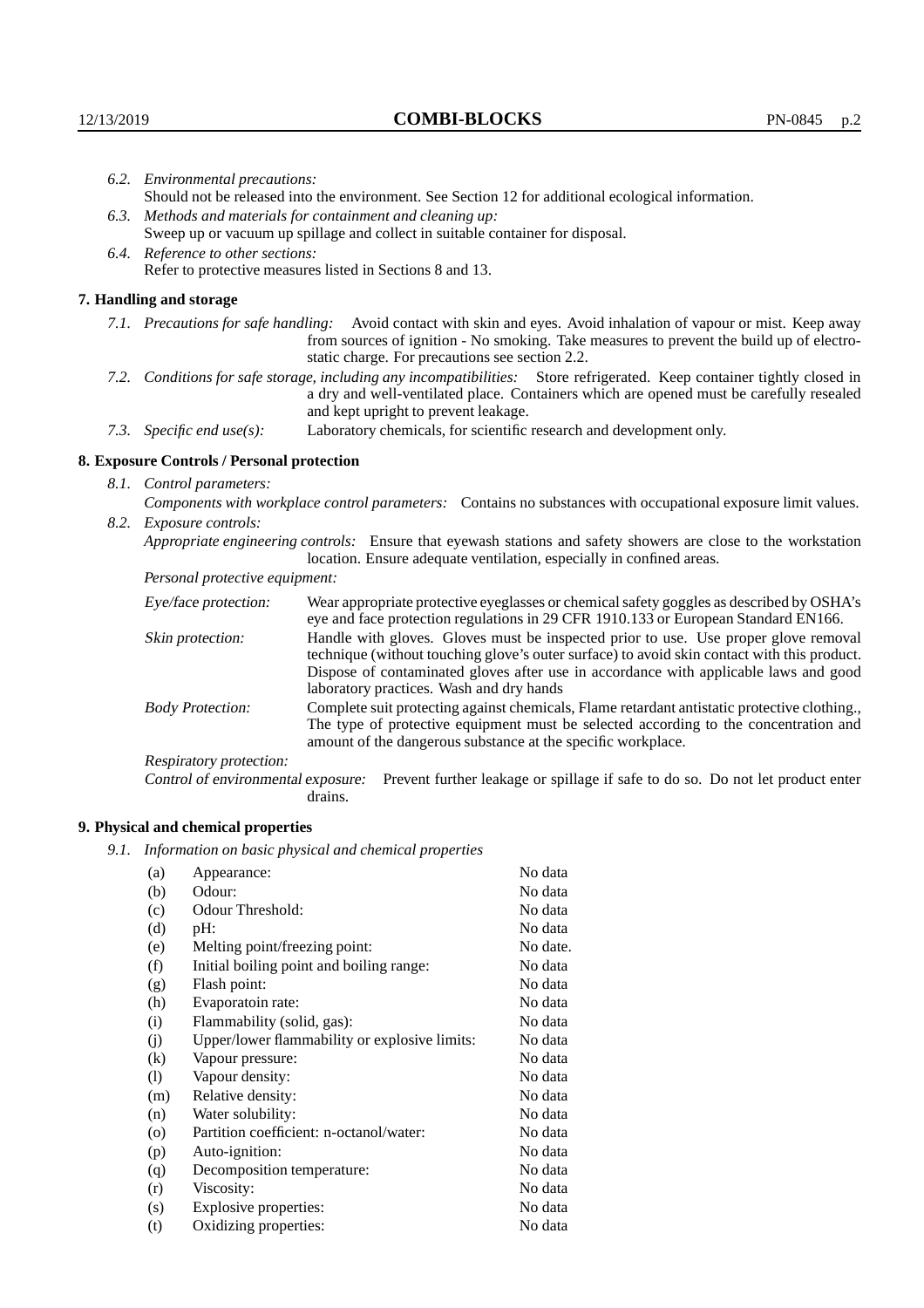*6.2. Environmental precautions:*
Should not be released into the environment. See Section 12 for additional ecological information.

*6.3. Methods and materials for containment and cleaning up:*
Sweep up or vacuum up spillage and collect in suitable container for disposal.

*6.4. Reference to other sections:*
Refer to protective measures listed in Sections 8 and 13.

## 7. Handling and storage

*7.1. Precautions for safe handling:* Avoid contact with skin and eyes. Avoid inhalation of vapour or mist. Keep away from sources of ignition - No smoking. Take measures to prevent the build up of electrostatic charge. For precautions see section 2.2.

*7.2. Conditions for safe storage, including any incompatibilities:* Store refrigerated. Keep container tightly closed in a dry and well-ventilated place. Containers which are opened must be carefully resealed and kept upright to prevent leakage.

*7.3. Specific end use(s):* Laboratory chemicals, for scientific research and development only.

## 8. Exposure Controls / Personal protection

*8.1. Control parameters:*

*Components with workplace control parameters:* Contains no substances with occupational exposure limit values.

*8.2. Exposure controls:*

*Appropriate engineering controls:* Ensure that eyewash stations and safety showers are close to the workstation location. Ensure adequate ventilation, especially in confined areas.

*Personal protective equipment:*

*Eye/face protection:* Wear appropriate protective eyeglasses or chemical safety goggles as described by OSHA's eye and face protection regulations in 29 CFR 1910.133 or European Standard EN166.

*Skin protection:* Handle with gloves. Gloves must be inspected prior to use. Use proper glove removal technique (without touching glove's outer surface) to avoid skin contact with this product. Dispose of contaminated gloves after use in accordance with applicable laws and good laboratory practices. Wash and dry hands

*Body Protection:* Complete suit protecting against chemicals, Flame retardant antistatic protective clothing., The type of protective equipment must be selected according to the concentration and amount of the dangerous substance at the specific workplace.

*Respiratory protection:*

*Control of environmental exposure:* Prevent further leakage or spillage if safe to do so. Do not let product enter drains.

## 9. Physical and chemical properties

*9.1. Information on basic physical and chemical properties*

| | | |
|---|---|---|
| (a) | Appearance: | No data |
| (b) | Odour: | No data |
| (c) | Odour Threshold: | No data |
| (d) | pH: | No data |
| (e) | Melting point/freezing point: | No date. |
| (f) | Initial boiling point and boiling range: | No data |
| (g) | Flash point: | No data |
| (h) | Evaporatoin rate: | No data |
| (i) | Flammability (solid, gas): | No data |
| (j) | Upper/lower flammability or explosive limits: | No data |
| (k) | Vapour pressure: | No data |
| (l) | Vapour density: | No data |
| (m) | Relative density: | No data |
| (n) | Water solubility: | No data |
| (o) | Partition coefficient: n-octanol/water: | No data |
| (p) | Auto-ignition: | No data |
| (q) | Decomposition temperature: | No data |
| (r) | Viscosity: | No data |
| (s) | Explosive properties: | No data |
| (t) | Oxidizing properties: | No data |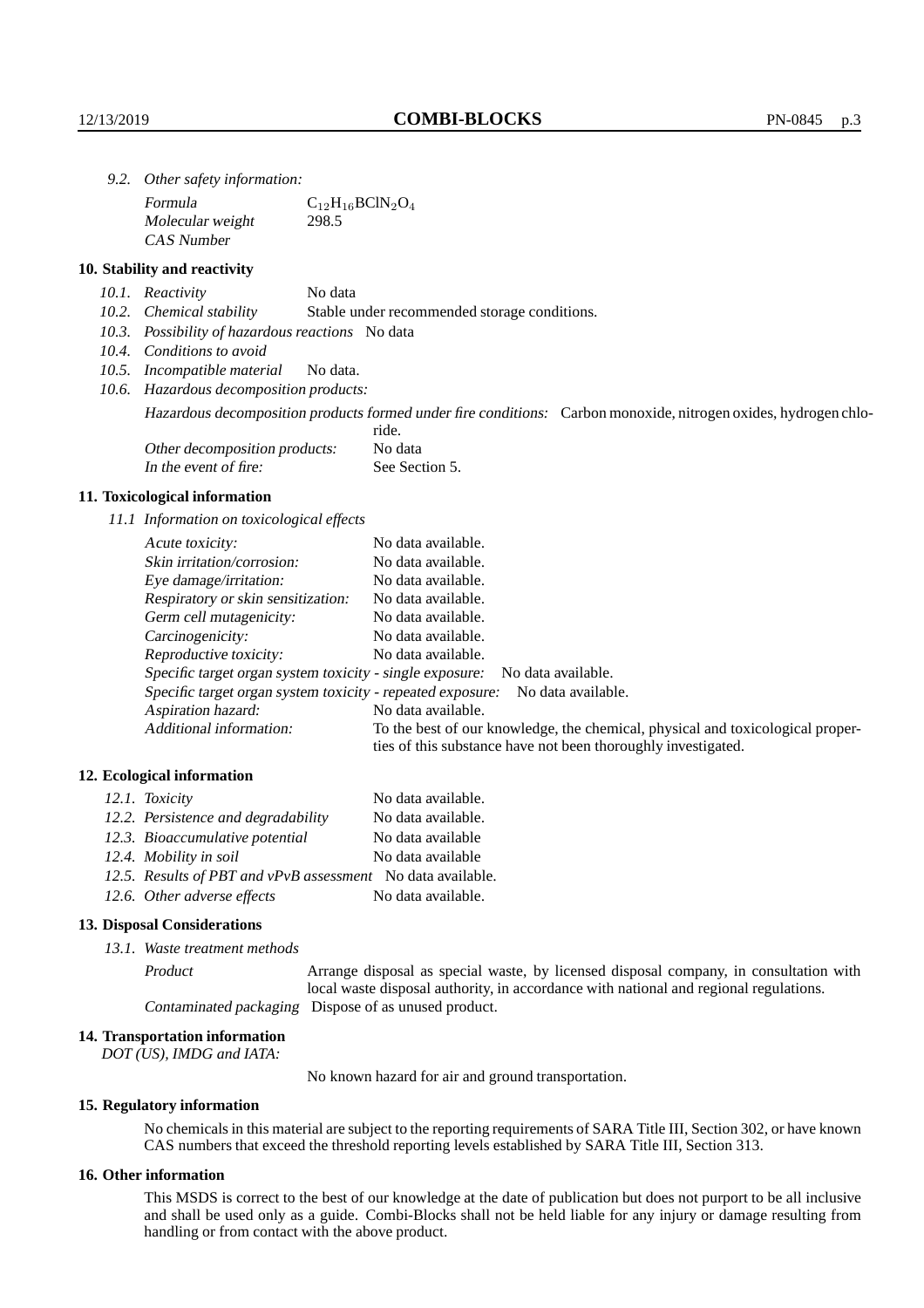*9.2. Other safety information:*

| | |
|---|---|
| *Formula* | $C_{12}H_{16}BClN_2O_4$ |
| *Molecular weight* | 298.5 |
| *CAS Number* | |

## 10. Stability and reactivity

*10.1. Reactivity* No data

*10.2. Chemical stability* Stable under recommended storage conditions.

*10.3. Possibility of hazardous reactions* No data

*10.4. Conditions to avoid*

*10.5. Incompatible material* No data.

*10.6. Hazardous decomposition products:*

*Hazardous decomposition products formed under fire conditions:* Carbon monoxide, nitrogen oxides, hydrogen chloride.

| | |
|---|---|
| *Other decomposition products:* | No data |
| *In the event of fire:* | See Section 5. |

## 11. Toxicological information

*11.1 Information on toxicological effects*

| | |
|---|---|
| *Acute toxicity:* | No data available. |
| *Skin irritation/corrosion:* | No data available. |
| *Eye damage/irritation:* | No data available. |
| *Respiratory or skin sensitization:* | No data available. |
| *Germ cell mutagenicity:* | No data available. |
| *Carcinogenicity:* | No data available. |
| *Reproductive toxicity:* | No data available. |
| *Specific target organ system toxicity - single exposure:* | No data available. |
| *Specific target organ system toxicity - repeated exposure:* | No data available. |
| *Aspiration hazard:* | No data available. |
| *Additional information:* | To the best of our knowledge, the chemical, physical and toxicological properties of this substance have not been thoroughly investigated. |

## 12. Ecological information

| | |
|---|---|
| *12.1. Toxicity* | No data available. |
| *12.2. Persistence and degradability* | No data available. |
| *12.3. Bioaccumulative potential* | No data available |
| *12.4. Mobility in soil* | No data available |
| *12.5. Results of PBT and vPvB assessment* | No data available. |
| *12.6. Other adverse effects* | No data available. |

## 13. Disposal Considerations

*13.1. Waste treatment methods*

| | |
|---|---|
| *Product* | Arrange disposal as special waste, by licensed disposal company, in consultation with local waste disposal authority, in accordance with national and regional regulations. |
| *Contaminated packaging* | Dispose of as unused product. |

## 14. Transportation information

*DOT (US), IMDG and IATA:*

No known hazard for air and ground transportation.

## 15. Regulatory information

No chemicals in this material are subject to the reporting requirements of SARA Title III, Section 302, or have known CAS numbers that exceed the threshold reporting levels established by SARA Title III, Section 313.

## 16. Other information

This MSDS is correct to the best of our knowledge at the date of publication but does not purport to be all inclusive and shall be used only as a guide. Combi-Blocks shall not be held liable for any injury or damage resulting from handling or from contact with the above product.